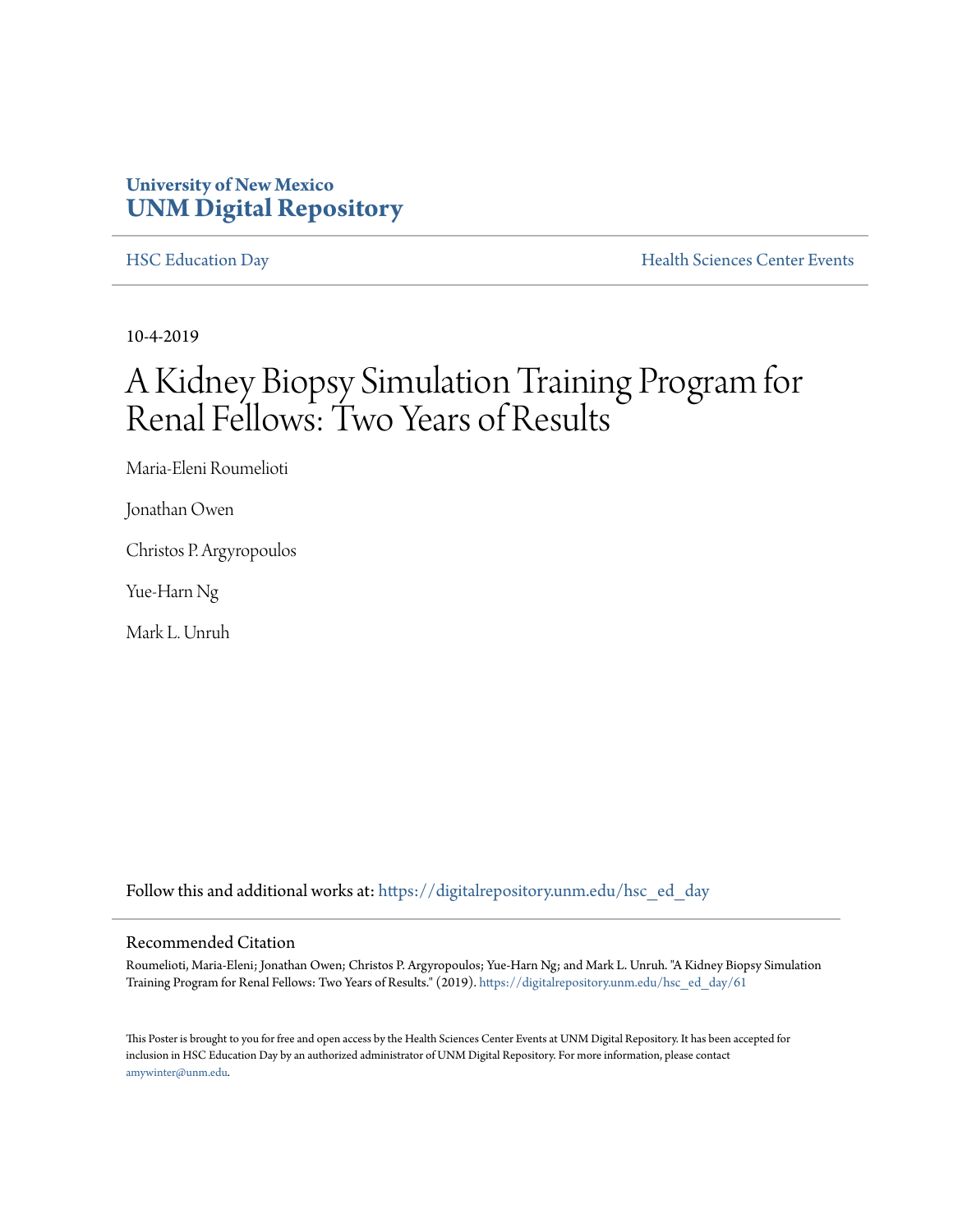**University of New Mexico**
**UNM Digital Repository**

HSC Education Day | Health Sciences Center Events

10-4-2019

# A Kidney Biopsy Simulation Training Program for Renal Fellows: Two Years of Results

Maria-Eleni Roumelioti

Jonathan Owen

Christos P. Argyropoulos

Yue-Harn Ng

Mark L. Unruh

Follow this and additional works at: https://digitalrepository.unm.edu/hsc_ed_day

## Recommended Citation

Roumelioti, Maria-Eleni; Jonathan Owen; Christos P. Argyropoulos; Yue-Harn Ng; and Mark L. Unruh. "A Kidney Biopsy Simulation Training Program for Renal Fellows: Two Years of Results." (2019). https://digitalrepository.unm.edu/hsc_ed_day/61

This Poster is brought to you for free and open access by the Health Sciences Center Events at UNM Digital Repository. It has been accepted for inclusion in HSC Education Day by an authorized administrator of UNM Digital Repository. For more information, please contact amywinter@unm.edu.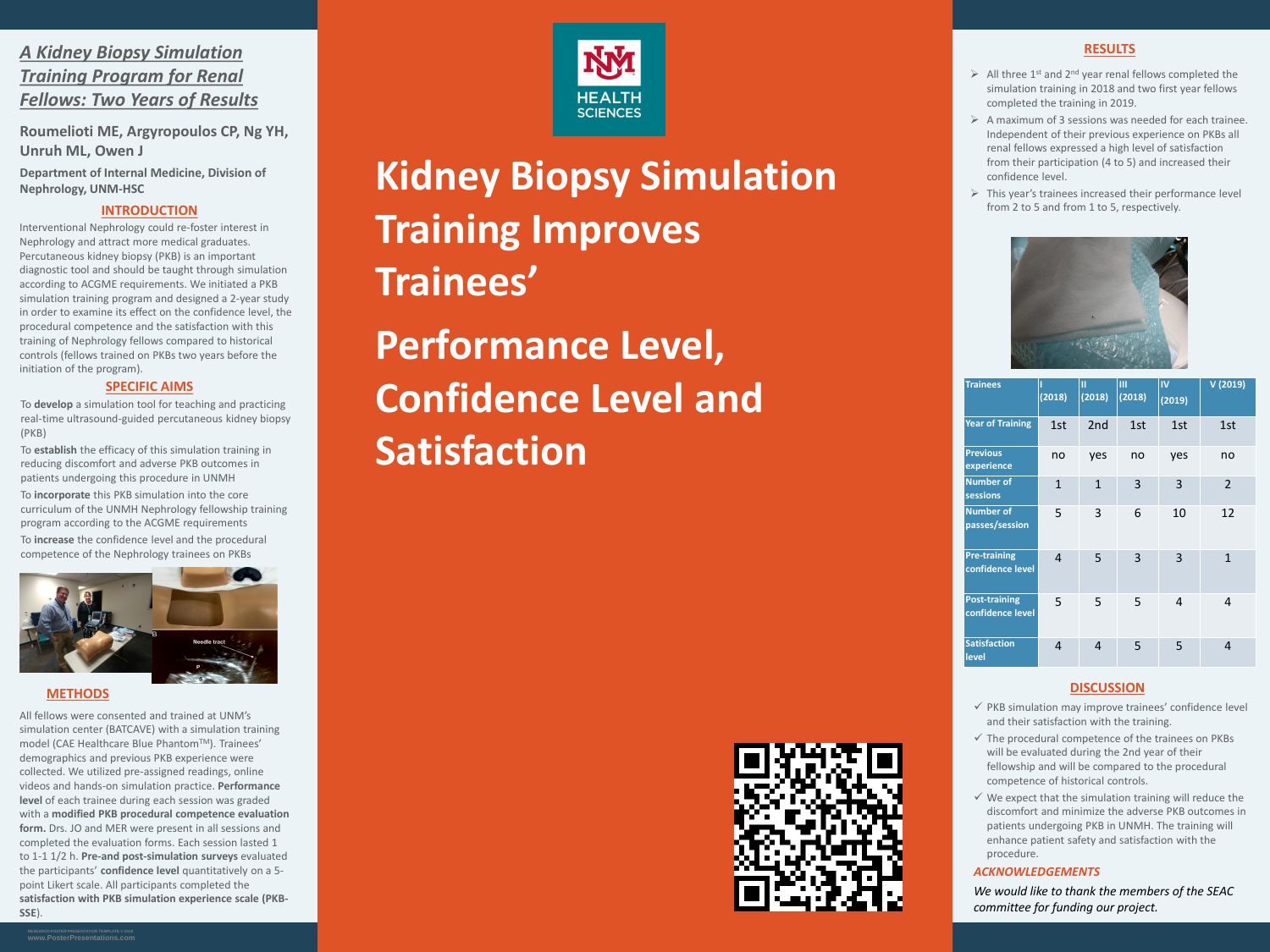# A Kidney Biopsy Simulation Training Program for Renal Fellows: Two Years of Results

**Roumelioti ME, Argyropoulos CP, Ng YH, Unruh ML, Owen J**

**Department of Internal Medicine, Division of Nephrology, UNM-HSC**

## INTRODUCTION

Interventional Nephrology could re-foster interest in Nephrology and attract more medical graduates. Percutaneous kidney biopsy (PKB) is an important diagnostic tool and should be taught through simulation according to ACGME requirements. We initiated a PKB simulation training program and designed a 2-year study in order to examine its effect on the confidence level, the procedural competence and the satisfaction with this training of Nephrology fellows compared to historical controls (fellows trained on PKBs two years before the initiation of the program).

## SPECIFIC AIMS

To **develop** a simulation tool for teaching and practicing real-time ultrasound-guided percutaneous kidney biopsy (PKB)

To **establish** the efficacy of this simulation training in reducing discomfort and adverse PKB outcomes in patients undergoing this procedure in UNMH

To **incorporate** this PKB simulation into the core curriculum of the UNMH Nephrology fellowship training program according to the ACGME requirements

To **increase** the confidence level and the procedural competence of the Nephrology trainees on PKBs

Needle tract

## METHODS

All fellows were consented and trained at UNM's simulation center (BATCAVE) with a simulation training model (CAE Healthcare Blue Phantom™). Trainees' demographics and previous PKB experience were collected. We utilized pre-assigned readings, online videos and hands-on simulation practice. **Performance level** of each trainee during each session was graded with a **modified PKB procedural competence evaluation form.** Drs. JO and MER were present in all sessions and completed the evaluation forms. Each session lasted 1 to 1-1 1/2 h. **Pre-and post-simulation surveys** evaluated the participants' **confidence level** quantitatively on a 5-point Likert scale. All participants completed the **satisfaction with PKB simulation experience scale (PKB-SSE**).

# Kidney Biopsy Simulation Training Improves Trainees'

# Performance Level, Confidence Level and Satisfaction

## RESULTS

- All three 1st and 2nd year renal fellows completed the simulation training in 2018 and two first year fellows completed the training in 2019.
- A maximum of 3 sessions was needed for each trainee. Independent of their previous experience on PKBs all renal fellows expressed a high level of satisfaction from their participation (4 to 5) and increased their confidence level.
- This year's trainees increased their performance level from 2 to 5 and from 1 to 5, respectively.

| Trainees | I (2018) | II (2018) | III (2018) | IV (2019) | V (2019) |
|---|---|---|---|---|---|
| Year of Training | 1st | 2nd | 1st | 1st | 1st |
| Previous experience | no | yes | no | yes | no |
| Number of sessions | 1 | 1 | 3 | 3 | 2 |
| Number of passes/session | 5 | 3 | 6 | 10 | 12 |
| Pre-training confidence level | 4 | 5 | 3 | 3 | 1 |
| Post-training confidence level | 5 | 5 | 5 | 4 | 4 |
| Satisfaction level | 4 | 4 | 5 | 5 | 4 |

## DISCUSSION

- ✓ PKB simulation may improve trainees' confidence level and their satisfaction with the training.
- ✓ The procedural competence of the trainees on PKBs will be evaluated during the 2nd year of their fellowship and will be compared to the procedural competence of historical controls.
- ✓ We expect that the simulation training will reduce the discomfort and minimize the adverse PKB outcomes in patients undergoing PKB in UNMH. The training will enhance patient safety and satisfaction with the procedure.

### *ACKNOWLEDGEMENTS*

*We would like to thank the members of the SEAC committee for funding our project.*